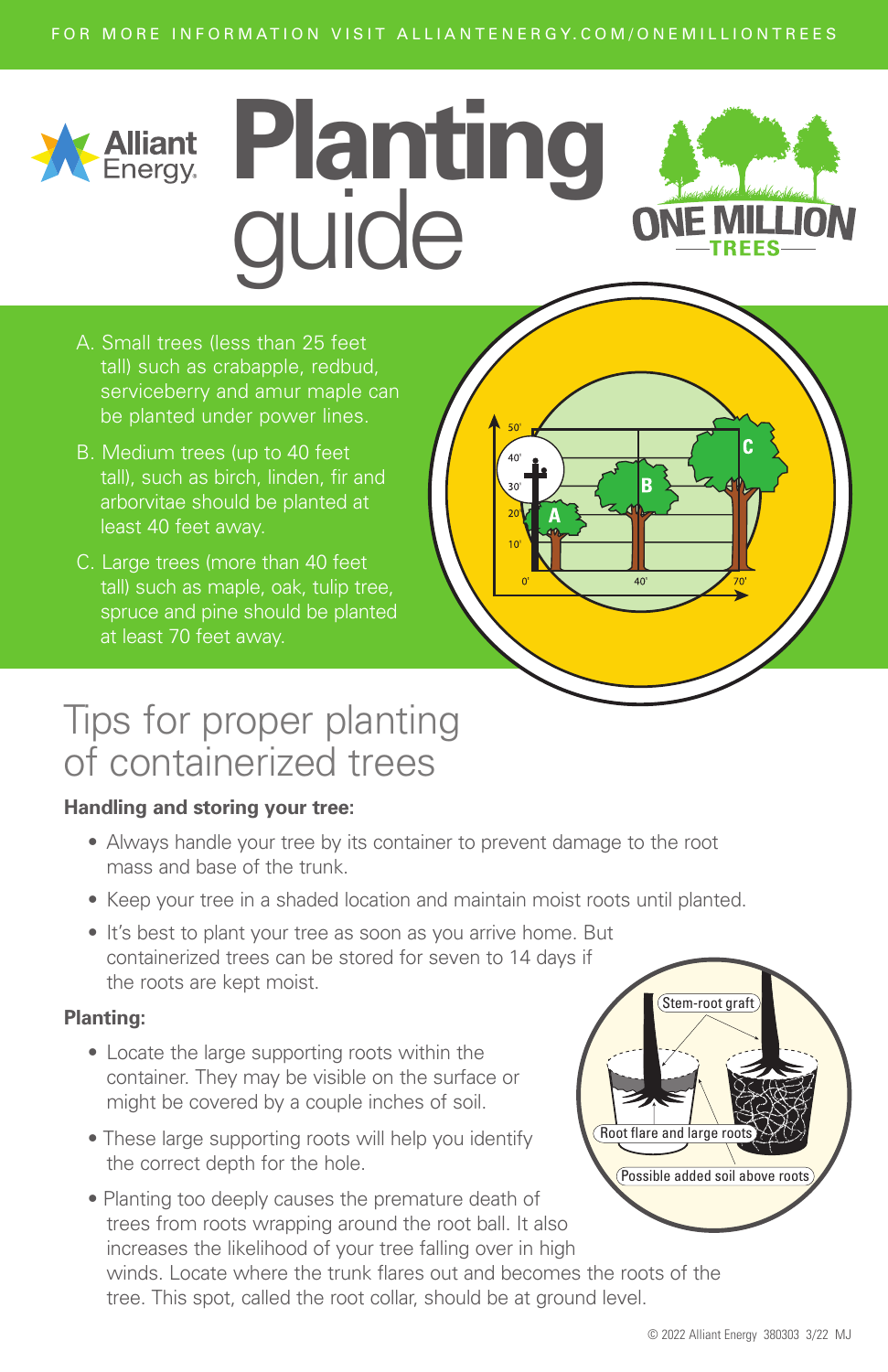FOR MORE INFORMATION VISIT ALLIANTENERGY.COM/ONEMILLIONTREES

# Planting guide

A. Small trees (less than 25 feet tall) such as crabapple, redbud, serviceberry and amur maple can be planted under power lines.

B. Medium trees (up to 40 feet tall), such as birch, linden, fir and arborvitae should be planted at least 40 feet away.

C. Large trees (more than 40 feet tall) such as maple, oak, tulip tree, spruce and pine should be planted at least 70 feet away.

## Tips for proper planting of containerized trees

**Handling and storing your tree:**

- Always handle your tree by its container to prevent damage to the root mass and base of the trunk.
- Keep your tree in a shaded location and maintain moist roots until planted.
- It's best to plant your tree as soon as you arrive home. But containerized trees can be stored for seven to 14 days if the roots are kept moist.

**Planting:**

- Locate the large supporting roots within the container. They may be visible on the surface or might be covered by a couple inches of soil.
- These large supporting roots will help you identify the correct depth for the hole.
- Planting too deeply causes the premature death of trees from roots wrapping around the root ball. It also increases the likelihood of your tree falling over in high winds. Locate where the trunk flares out and becomes the roots of the tree. This spot, called the root collar, should be at ground level.

© 2022 Alliant Energy 380303 3/22 MJ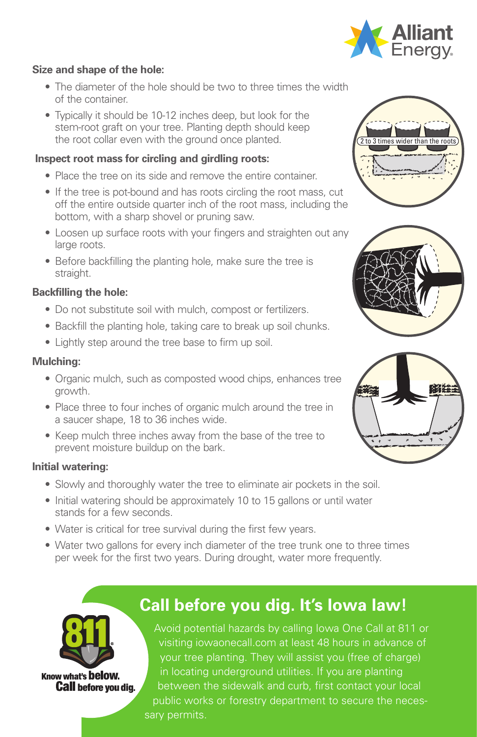### Size and shape of the hole:

- The diameter of the hole should be two to three times the width of the container.
- Typically it should be 10-12 inches deep, but look for the stem-root graft on your tree. Planting depth should keep the root collar even with the ground once planted.

2 to 3 times wider than the roots

### Inspect root mass for circling and girdling roots:

- Place the tree on its side and remove the entire container.
- If the tree is pot-bound and has roots circling the root mass, cut off the entire outside quarter inch of the root mass, including the bottom, with a sharp shovel or pruning saw.
- Loosen up surface roots with your fingers and straighten out any large roots.
- Before backfilling the planting hole, make sure the tree is straight.

### Backfilling the hole:

- Do not substitute soil with mulch, compost or fertilizers.
- Backfill the planting hole, taking care to break up soil chunks.
- Lightly step around the tree base to firm up soil.

### Mulching:

- Organic mulch, such as composted wood chips, enhances tree growth.
- Place three to four inches of organic mulch around the tree in a saucer shape, 18 to 36 inches wide.
- Keep mulch three inches away from the base of the tree to prevent moisture buildup on the bark.

### Initial watering:

- Slowly and thoroughly water the tree to eliminate air pockets in the soil.
- Initial watering should be approximately 10 to 15 gallons or until water stands for a few seconds.
- Water is critical for tree survival during the first few years.
- Water two gallons for every inch diameter of the tree trunk one to three times per week for the first two years. During drought, water more frequently.

## Call before you dig. It's Iowa law!

811 Know what's **below.** **Call** before you dig.

Avoid potential hazards by calling Iowa One Call at 811 or visiting iowaonecall.com at least 48 hours in advance of your tree planting. They will assist you (free of charge) in locating underground utilities. If you are planting between the sidewalk and curb, first contact your local public works or forestry department to secure the necessary permits.